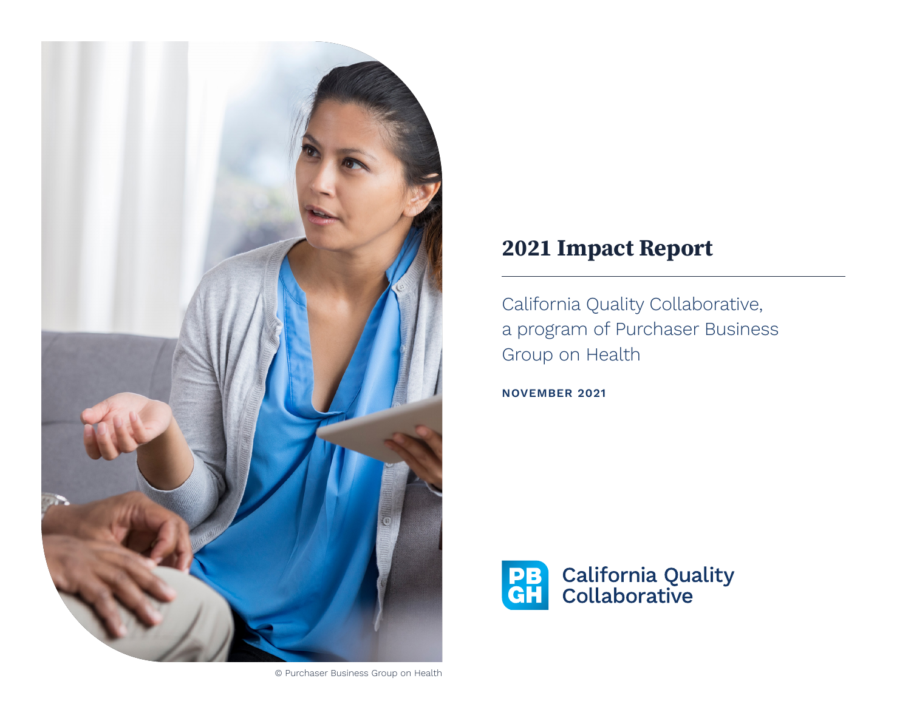# 2021 Impact Report

California Quality Collaborative, a program of Purchaser Business Group on Health

**NOVEMBER 2021**

PBGH California Quality Collaborative

© Purchaser Business Group on Health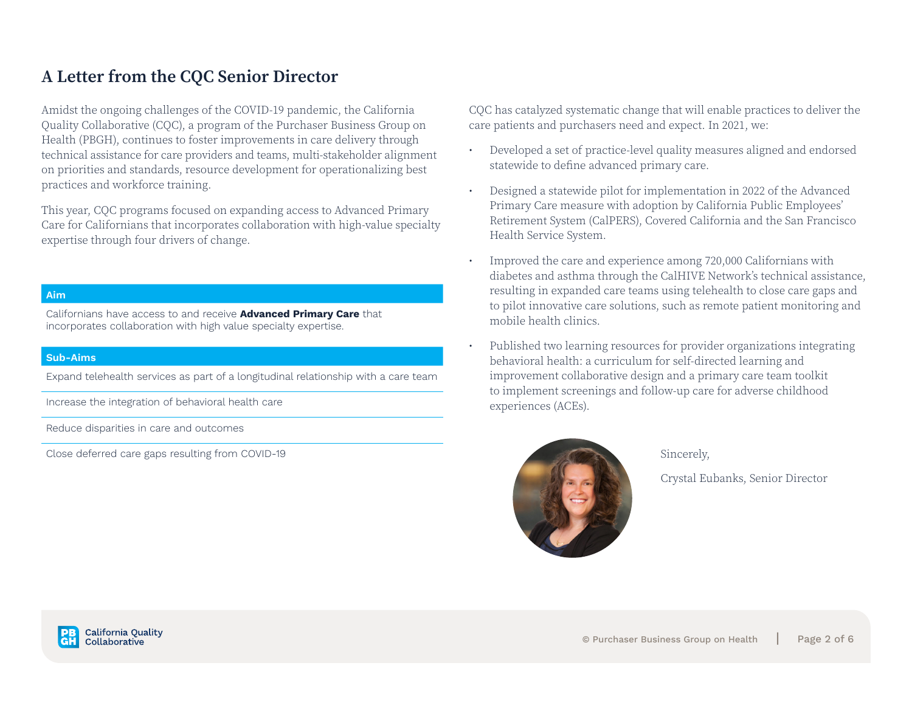# A Letter from the CQC Senior Director

Amidst the ongoing challenges of the COVID-19 pandemic, the California Quality Collaborative (CQC), a program of the Purchaser Business Group on Health (PBGH), continues to foster improvements in care delivery through technical assistance for care providers and teams, multi-stakeholder alignment on priorities and standards, resource development for operationalizing best practices and workforce training.

This year, CQC programs focused on expanding access to Advanced Primary Care for Californians that incorporates collaboration with high-value specialty expertise through four drivers of change.

| Aim |
| --- |
| Californians have access to and receive **Advanced Primary Care** that incorporates collaboration with high value specialty expertise. |

| Sub-Aims |
| --- |
| Expand telehealth services as part of a longitudinal relationship with a care team |
| Increase the integration of behavioral health care |
| Reduce disparities in care and outcomes |
| Close deferred care gaps resulting from COVID-19 |

CQC has catalyzed systematic change that will enable practices to deliver the care patients and purchasers need and expect. In 2021, we:

- Developed a set of practice-level quality measures aligned and endorsed statewide to define advanced primary care.
- Designed a statewide pilot for implementation in 2022 of the Advanced Primary Care measure with adoption by California Public Employees' Retirement System (CalPERS), Covered California and the San Francisco Health Service System.
- Improved the care and experience among 720,000 Californians with diabetes and asthma through the CalHIVE Network's technical assistance, resulting in expanded care teams using telehealth to close care gaps and to pilot innovative care solutions, such as remote patient monitoring and mobile health clinics.
- Published two learning resources for provider organizations integrating behavioral health: a curriculum for self-directed learning and improvement collaborative design and a primary care team toolkit to implement screenings and follow-up care for adverse childhood experiences (ACEs).

Sincerely,

Crystal Eubanks, Senior Director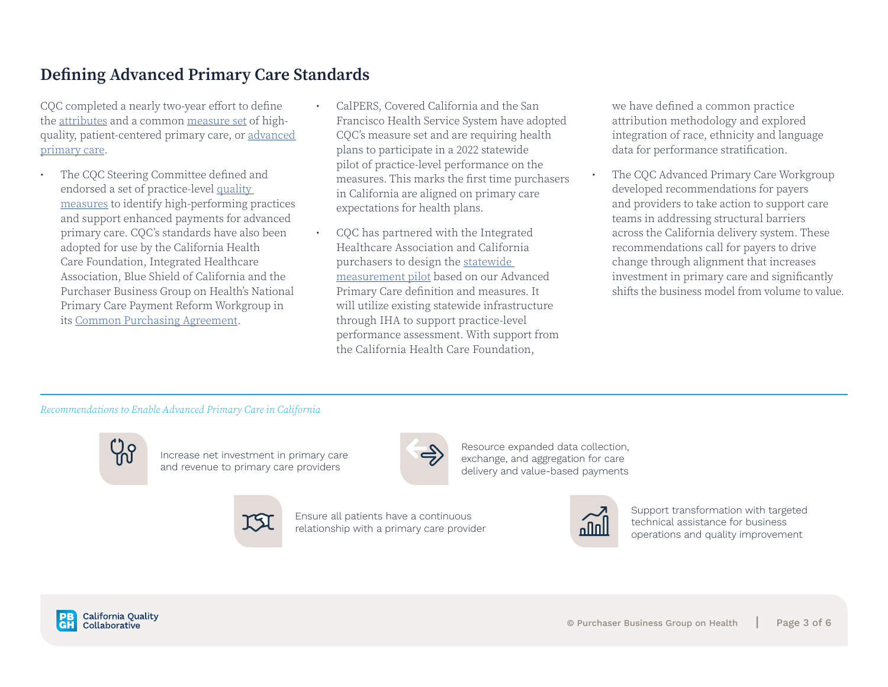## Defining Advanced Primary Care Standards

CQC completed a nearly two-year effort to define the attributes and a common measure set of high-quality, patient-centered primary care, or advanced primary care.

- The CQC Steering Committee defined and endorsed a set of practice-level quality measures to identify high-performing practices and support enhanced payments for advanced primary care. CQC's standards have also been adopted for use by the California Health Care Foundation, Integrated Healthcare Association, Blue Shield of California and the Purchaser Business Group on Health's National Primary Care Payment Reform Workgroup in its Common Purchasing Agreement.
- CalPERS, Covered California and the San Francisco Health Service System have adopted CQC's measure set and are requiring health plans to participate in a 2022 statewide pilot of practice-level performance on the measures. This marks the first time purchasers in California are aligned on primary care expectations for health plans.
- CQC has partnered with the Integrated Healthcare Association and California purchasers to design the statewide measurement pilot based on our Advanced Primary Care definition and measures. It will utilize existing statewide infrastructure through IHA to support practice-level performance assessment. With support from the California Health Care Foundation, we have defined a common practice attribution methodology and explored integration of race, ethnicity and language data for performance stratification.
- The CQC Advanced Primary Care Workgroup developed recommendations for payers and providers to take action to support care teams in addressing structural barriers across the California delivery system. These recommendations call for payers to drive change through alignment that increases investment in primary care and significantly shifts the business model from volume to value.

*Recommendations to Enable Advanced Primary Care in California*

- Increase net investment in primary care and revenue to primary care providers
- Resource expanded data collection, exchange, and aggregation for care delivery and value-based payments
- Ensure all patients have a continuous relationship with a primary care provider
- Support transformation with targeted technical assistance for business operations and quality improvement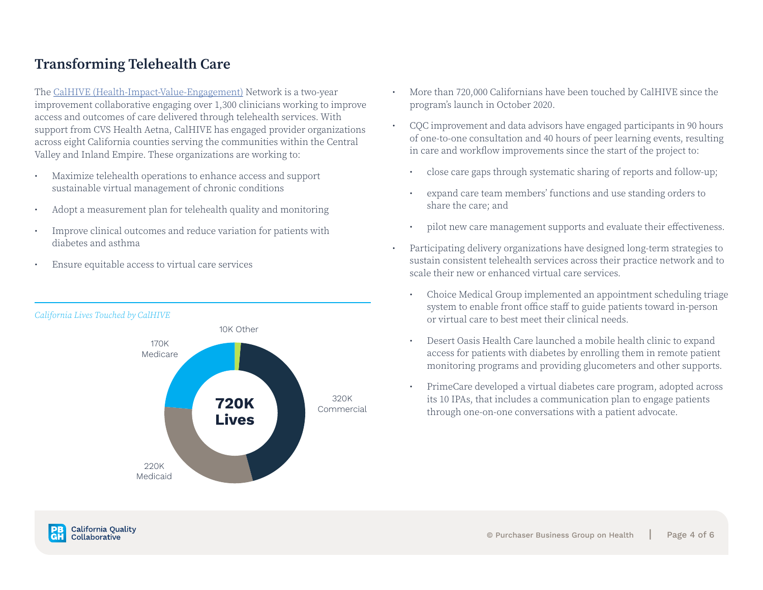# Transforming Telehealth Care

The CalHIVE (Health-Impact-Value-Engagement) Network is a two-year improvement collaborative engaging over 1,300 clinicians working to improve access and outcomes of care delivered through telehealth services. With support from CVS Health Aetna, CalHIVE has engaged provider organizations across eight California counties serving the communities within the Central Valley and Inland Empire. These organizations are working to:

- Maximize telehealth operations to enhance access and support sustainable virtual management of chronic conditions
- Adopt a measurement plan for telehealth quality and monitoring
- Improve clinical outcomes and reduce variation for patients with diabetes and asthma
- Ensure equitable access to virtual care services

*California Lives Touched by CalHIVE*

720K Lives

- 320K Commercial
- 220K Medicaid
- 170K Medicare
- 10K Other

- More than 720,000 Californians have been touched by CalHIVE since the program's launch in October 2020.
- CQC improvement and data advisors have engaged participants in 90 hours of one-to-one consultation and 40 hours of peer learning events, resulting in care and workflow improvements since the start of the project to:
  - close care gaps through systematic sharing of reports and follow-up;
  - expand care team members' functions and use standing orders to share the care; and
  - pilot new care management supports and evaluate their effectiveness.
- Participating delivery organizations have designed long-term strategies to sustain consistent telehealth services across their practice network and to scale their new or enhanced virtual care services.
  - Choice Medical Group implemented an appointment scheduling triage system to enable front office staff to guide patients toward in-person or virtual care to best meet their clinical needs.
  - Desert Oasis Health Care launched a mobile health clinic to expand access for patients with diabetes by enrolling them in remote patient monitoring programs and providing glucometers and other supports.
  - PrimeCare developed a virtual diabetes care program, adopted across its 10 IPAs, that includes a communication plan to engage patients through one-on-one conversations with a patient advocate.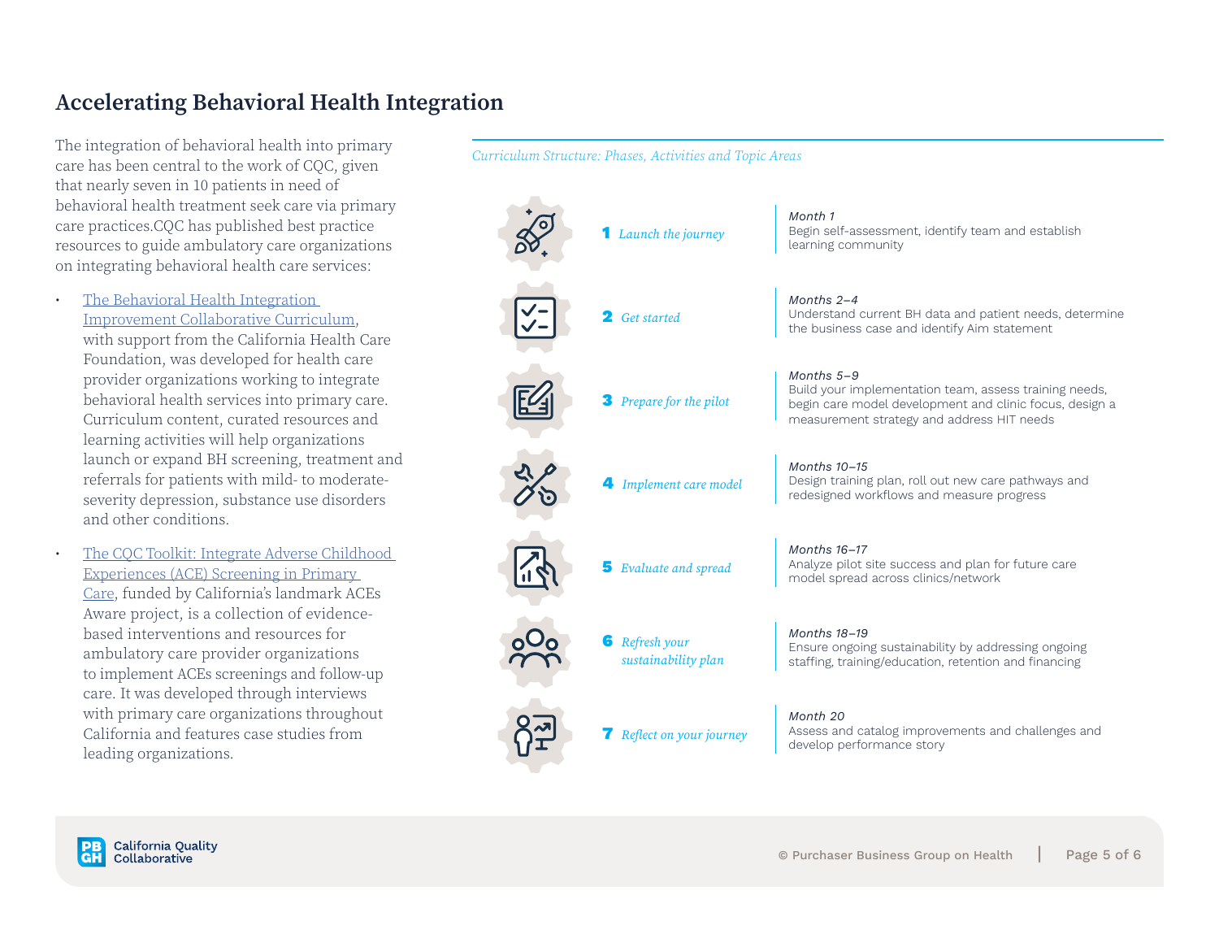# Accelerating Behavioral Health Integration

The integration of behavioral health into primary care has been central to the work of CQC, given that nearly seven in 10 patients in need of behavioral health treatment seek care via primary care practices.CQC has published best practice resources to guide ambulatory care organizations on integrating behavioral health care services:

- The Behavioral Health Integration Improvement Collaborative Curriculum, with support from the California Health Care Foundation, was developed for health care provider organizations working to integrate behavioral health services into primary care. Curriculum content, curated resources and learning activities will help organizations launch or expand BH screening, treatment and referrals for patients with mild- to moderate-severity depression, substance use disorders and other conditions.
- The CQC Toolkit: Integrate Adverse Childhood Experiences (ACE) Screening in Primary Care, funded by California's landmark ACEs Aware project, is a collection of evidence-based interventions and resources for ambulatory care provider organizations to implement ACEs screenings and follow-up care. It was developed through interviews with primary care organizations throughout California and features case studies from leading organizations.

*Curriculum Structure: Phases, Activities and Topic Areas*

| Phase | Timing and Activities |
| --- | --- |
| **1** *Launch the journey* | *Month 1*<br>Begin self-assessment, identify team and establish learning community |
| **2** *Get started* | *Months 2–4*<br>Understand current BH data and patient needs, determine the business case and identify Aim statement |
| **3** *Prepare for the pilot* | *Months 5–9*<br>Build your implementation team, assess training needs, begin care model development and clinic focus, design a measurement strategy and address HIT needs |
| **4** *Implement care model* | *Months 10–15*<br>Design training plan, roll out new care pathways and redesigned workflows and measure progress |
| **5** *Evaluate and spread* | *Months 16–17*<br>Analyze pilot site success and plan for future care model spread across clinics/network |
| **6** *Refresh your sustainability plan* | *Months 18–19*<br>Ensure ongoing sustainability by addressing ongoing staffing, training/education, retention and financing |
| **7** *Reflect on your journey* | *Month 20*<br>Assess and catalog improvements and challenges and develop performance story |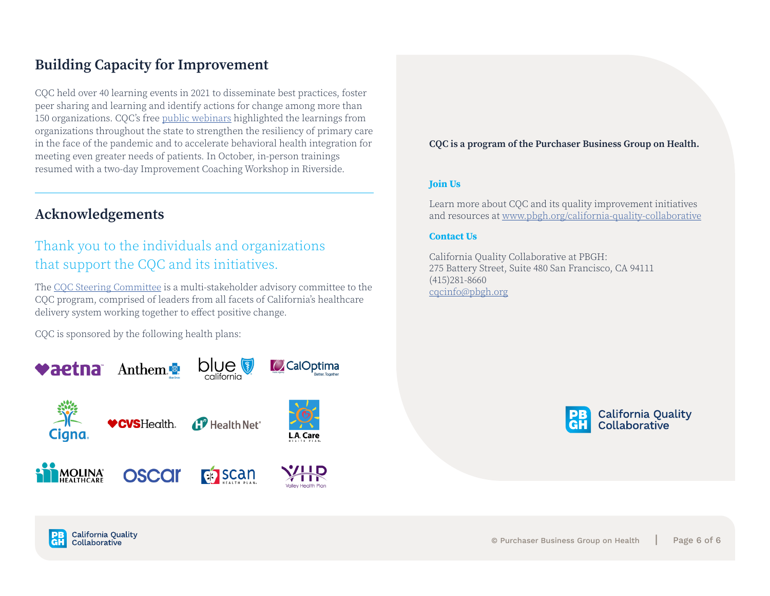## Building Capacity for Improvement

CQC held over 40 learning events in 2021 to disseminate best practices, foster peer sharing and learning and identify actions for change among more than 150 organizations. CQC's free public webinars highlighted the learnings from organizations throughout the state to strengthen the resiliency of primary care in the face of the pandemic and to accelerate behavioral health integration for meeting even greater needs of patients. In October, in-person trainings resumed with a two-day Improvement Coaching Workshop in Riverside.

---

## Acknowledgements

Thank you to the individuals and organizations that support the CQC and its initiatives.

The CQC Steering Committee is a multi-stakeholder advisory committee to the CQC program, comprised of leaders from all facets of California's healthcare delivery system working together to effect positive change.

CQC is sponsored by the following health plans:

aetna, Anthem, blue california, CalOptima, Cigna, CVS Health, Health Net, L.A. Care Health Plan, Molina Healthcare, oscar, scan Health Plan, VHP Valley Health Plan

**CQC is a program of the Purchaser Business Group on Health.**

**Join Us**

Learn more about CQC and its quality improvement initiatives and resources at www.pbgh.org/california-quality-collaborative

**Contact Us**

California Quality Collaborative at PBGH:
275 Battery Street, Suite 480 San Francisco, CA 94111
(415)281-8660
cqcinfo@pbgh.org

PBGH California Quality Collaborative

© Purchaser Business Group on Health